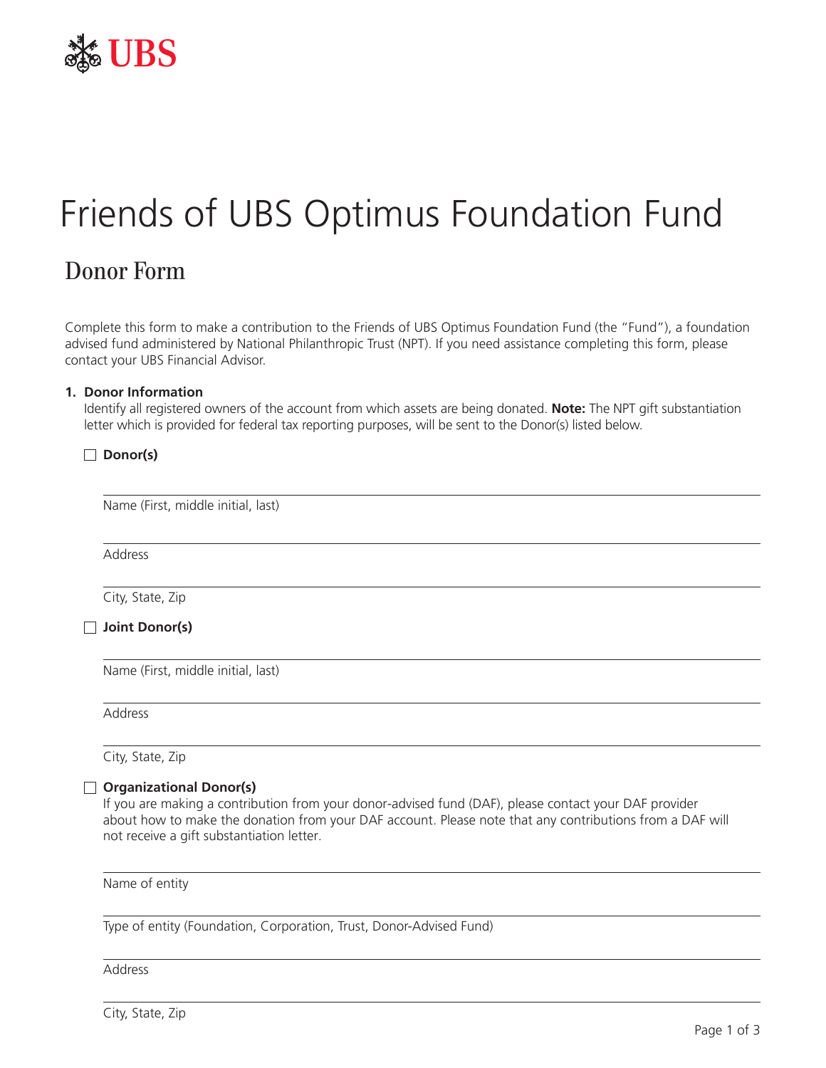UBS

# Friends of UBS Optimus Foundation Fund

## Donor Form

Complete this form to make a contribution to the Friends of UBS Optimus Foundation Fund (the "Fund"), a foundation advised fund administered by National Philanthropic Trust (NPT). If you need assistance completing this form, please contact your UBS Financial Advisor.

**1. Donor Information**

Identify all registered owners of the account from which assets are being donated. **Note:** The NPT gift substantiation letter which is provided for federal tax reporting purposes, will be sent to the Donor(s) listed below.

☐ **Donor(s)**

Name (First, middle initial, last)

Address

City, State, Zip

☐ **Joint Donor(s)**

Name (First, middle initial, last)

Address

City, State, Zip

☐ **Organizational Donor(s)**

If you are making a contribution from your donor-advised fund (DAF), please contact your DAF provider about how to make the donation from your DAF account. Please note that any contributions from a DAF will not receive a gift substantiation letter.

Name of entity

Type of entity (Foundation, Corporation, Trust, Donor-Advised Fund)

Address

City, State, Zip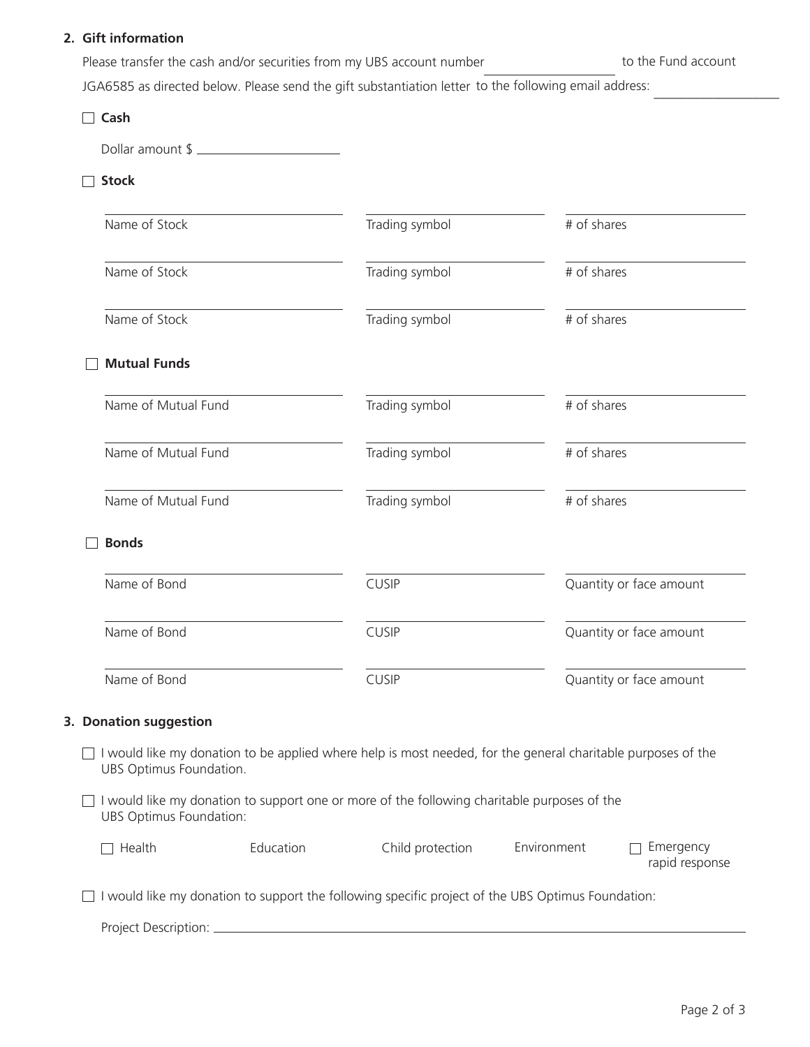## 2. Gift information

Please transfer the cash and/or securities from my UBS account number ____________ to the Fund account JGA6585 as directed below. Please send the gift substantiation letter to the following email address: ____________

☐ **Cash**

Dollar amount $ ____________

☐ **Stock**

| Name of Stock | Trading symbol | # of shares |
|---|---|---|
| | | |
| | | |
| | | |

☐ **Mutual Funds**

| Name of Mutual Fund | Trading symbol | # of shares |
|---|---|---|
| | | |
| | | |
| | | |

☐ **Bonds**

| Name of Bond | CUSIP | Quantity or face amount |
|---|---|---|
| | | |
| | | |
| | | |

## 3. Donation suggestion

☐ I would like my donation to be applied where help is most needed, for the general charitable purposes of the UBS Optimus Foundation.

☐ I would like my donation to support one or more of the following charitable purposes of the UBS Optimus Foundation:

☐ Health    Education    Child protection    Environment    ☐ Emergency rapid response

☐ I would like my donation to support the following specific project of the UBS Optimus Foundation:

Project Description: ____________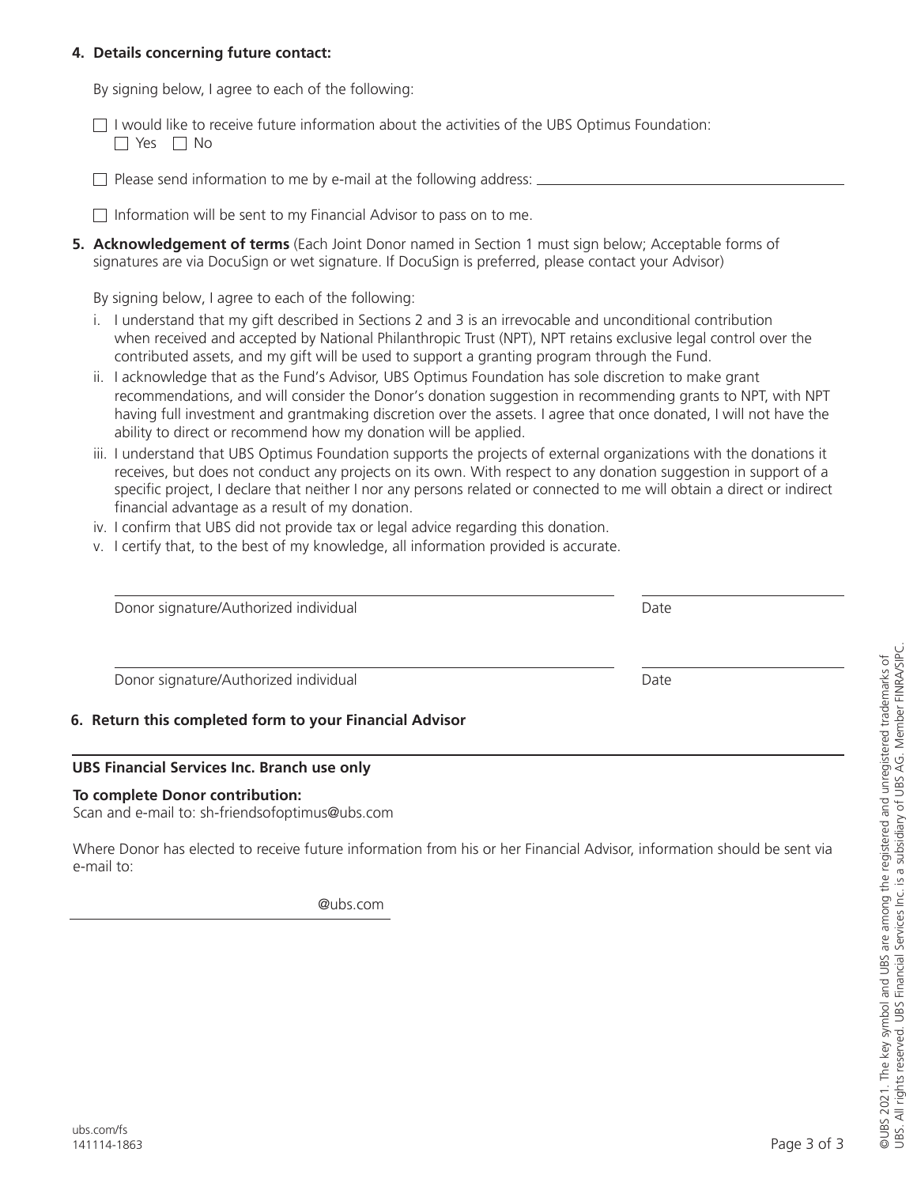**4. Details concerning future contact:**

By signing below, I agree to each of the following:

☐ I would like to receive future information about the activities of the UBS Optimus Foundation:
☐ Yes ☐ No

☐ Please send information to me by e-mail at the following address: ______________________________

☐ Information will be sent to my Financial Advisor to pass on to me.

**5. Acknowledgement of terms** (Each Joint Donor named in Section 1 must sign below; Acceptable forms of signatures are via DocuSign or wet signature. If DocuSign is preferred, please contact your Advisor)

By signing below, I agree to each of the following:

i. I understand that my gift described in Sections 2 and 3 is an irrevocable and unconditional contribution when received and accepted by National Philanthropic Trust (NPT), NPT retains exclusive legal control over the contributed assets, and my gift will be used to support a granting program through the Fund.

ii. I acknowledge that as the Fund's Advisor, UBS Optimus Foundation has sole discretion to make grant recommendations, and will consider the Donor's donation suggestion in recommending grants to NPT, with NPT having full investment and grantmaking discretion over the assets. I agree that once donated, I will not have the ability to direct or recommend how my donation will be applied.

iii. I understand that UBS Optimus Foundation supports the projects of external organizations with the donations it receives, but does not conduct any projects on its own. With respect to any donation suggestion in support of a specific project, I declare that neither I nor any persons related or connected to me will obtain a direct or indirect financial advantage as a result of my donation.

iv. I confirm that UBS did not provide tax or legal advice regarding this donation.

v. I certify that, to the best of my knowledge, all information provided is accurate.

______________________________ ______________
Donor signature/Authorized individual Date

______________________________ ______________
Donor signature/Authorized individual Date

**6. Return this completed form to your Financial Advisor**

---

**UBS Financial Services Inc. Branch use only**

**To complete Donor contribution:**
Scan and e-mail to: sh-friendsofoptimus@ubs.com

Where Donor has elected to receive future information from his or her Financial Advisor, information should be sent via e-mail to:

______________________@ubs.com

ubs.com/fs
141114-1863

©UBS 2021. The key symbol and UBS are among the registered and unregistered trademarks of UBS. All rights reserved. UBS Financial Services Inc. is a subsidiary of UBS AG. Member FINRA/SIPC.